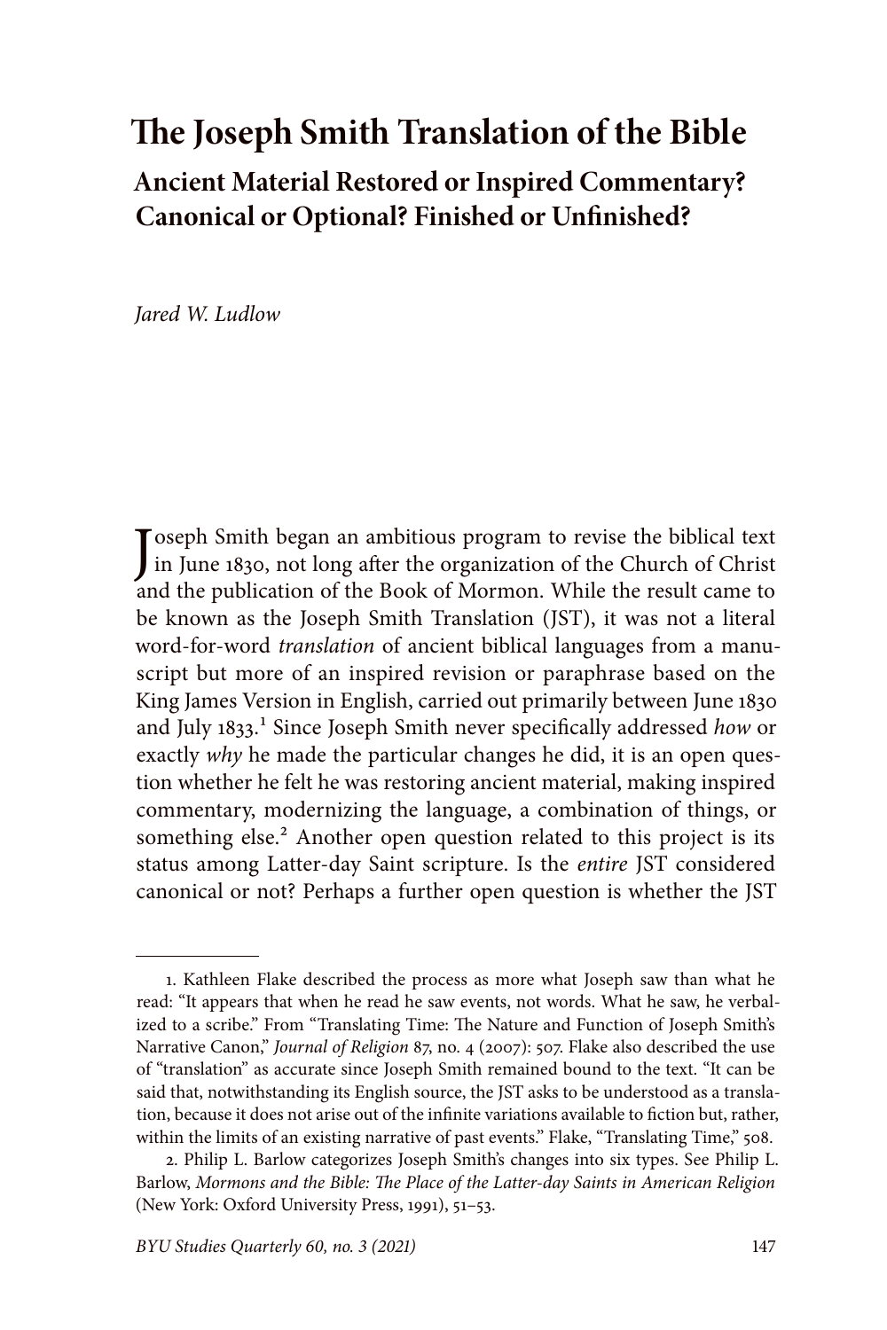# The Joseph Smith Translation of the Bible

## Ancient Material Restored or Inspired Commentary? Canonical or Optional? Finished or Unfinished?

*Jared W. Ludlow*

Joseph Smith began an ambitious program to revise the biblical text in June 1830, not long after the organization of the Church of Christ and the publication of the Book of Mormon. While the result came to be known as the Joseph Smith Translation (JST), it was not a literal word-for-word *translation* of ancient biblical languages from a manuscript but more of an inspired revision or paraphrase based on the King James Version in English, carried out primarily between June 1830 and July 1833.[1] Since Joseph Smith never specifically addressed *how* or exactly *why* he made the particular changes he did, it is an open question whether he felt he was restoring ancient material, making inspired commentary, modernizing the language, a combination of things, or something else.[2] Another open question related to this project is its status among Latter-day Saint scripture. Is the *entire* JST considered canonical or not? Perhaps a further open question is whether the JST

---

1. Kathleen Flake described the process as more what Joseph saw than what he read: "It appears that when he read he saw events, not words. What he saw, he verbalized to a scribe." From "Translating Time: The Nature and Function of Joseph Smith's Narrative Canon," *Journal of Religion* 87, no. 4 (2007): 507. Flake also described the use of "translation" as accurate since Joseph Smith remained bound to the text. "It can be said that, notwithstanding its English source, the JST asks to be understood as a translation, because it does not arise out of the infinite variations available to fiction but, rather, within the limits of an existing narrative of past events." Flake, "Translating Time," 508.

2. Philip L. Barlow categorizes Joseph Smith's changes into six types. See Philip L. Barlow, *Mormons and the Bible: The Place of the Latter-day Saints in American Religion* (New York: Oxford University Press, 1991), 51–53.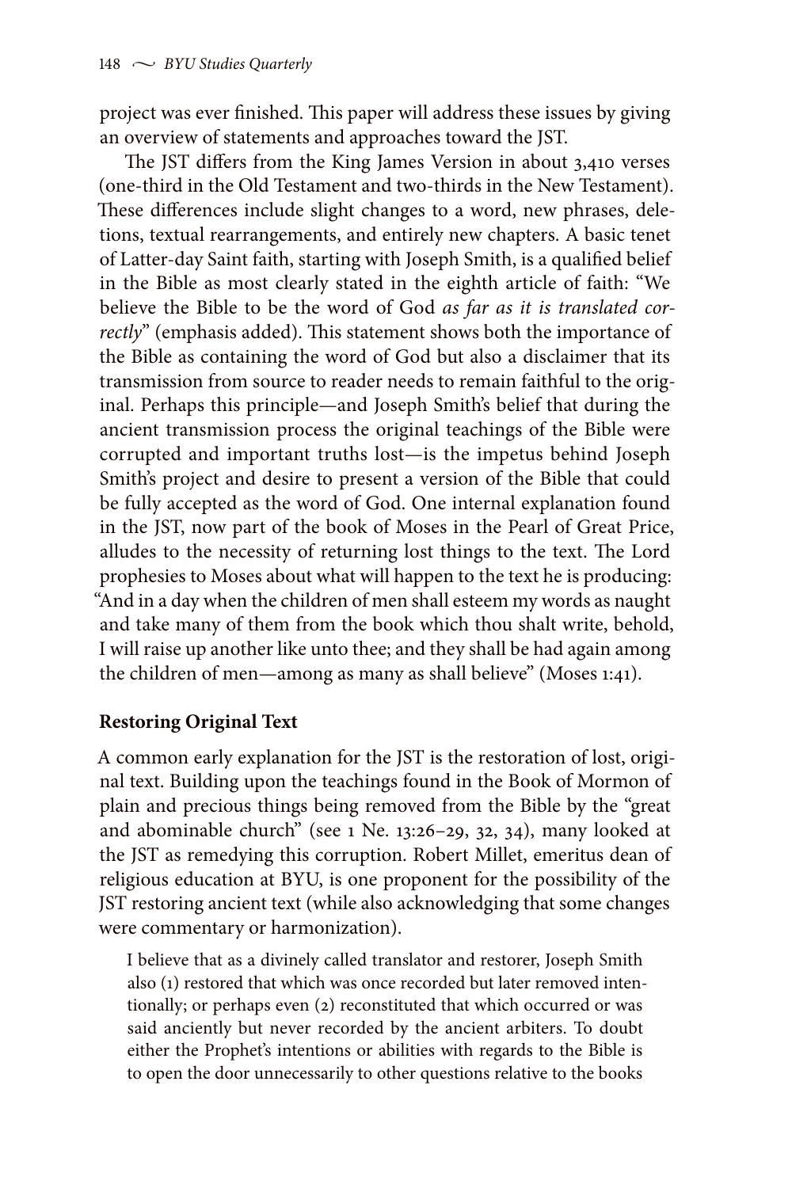project was ever finished. This paper will address these issues by giving an overview of statements and approaches toward the JST.

The JST differs from the King James Version in about 3,410 verses (one-third in the Old Testament and two-thirds in the New Testament). These differences include slight changes to a word, new phrases, deletions, textual rearrangements, and entirely new chapters. A basic tenet of Latter-day Saint faith, starting with Joseph Smith, is a qualified belief in the Bible as most clearly stated in the eighth article of faith: "We believe the Bible to be the word of God *as far as it is translated correctly*" (emphasis added). This statement shows both the importance of the Bible as containing the word of God but also a disclaimer that its transmission from source to reader needs to remain faithful to the original. Perhaps this principle—and Joseph Smith's belief that during the ancient transmission process the original teachings of the Bible were corrupted and important truths lost—is the impetus behind Joseph Smith's project and desire to present a version of the Bible that could be fully accepted as the word of God. One internal explanation found in the JST, now part of the book of Moses in the Pearl of Great Price, alludes to the necessity of returning lost things to the text. The Lord prophesies to Moses about what will happen to the text he is producing: "And in a day when the children of men shall esteem my words as naught and take many of them from the book which thou shalt write, behold, I will raise up another like unto thee; and they shall be had again among the children of men—among as many as shall believe" (Moses 1:41).

## Restoring Original Text

A common early explanation for the JST is the restoration of lost, original text. Building upon the teachings found in the Book of Mormon of plain and precious things being removed from the Bible by the "great and abominable church" (see 1 Ne. 13:26–29, 32, 34), many looked at the JST as remedying this corruption. Robert Millet, emeritus dean of religious education at BYU, is one proponent for the possibility of the JST restoring ancient text (while also acknowledging that some changes were commentary or harmonization).

> I believe that as a divinely called translator and restorer, Joseph Smith also (1) restored that which was once recorded but later removed intentionally; or perhaps even (2) reconstituted that which occurred or was said anciently but never recorded by the ancient arbiters. To doubt either the Prophet's intentions or abilities with regards to the Bible is to open the door unnecessarily to other questions relative to the books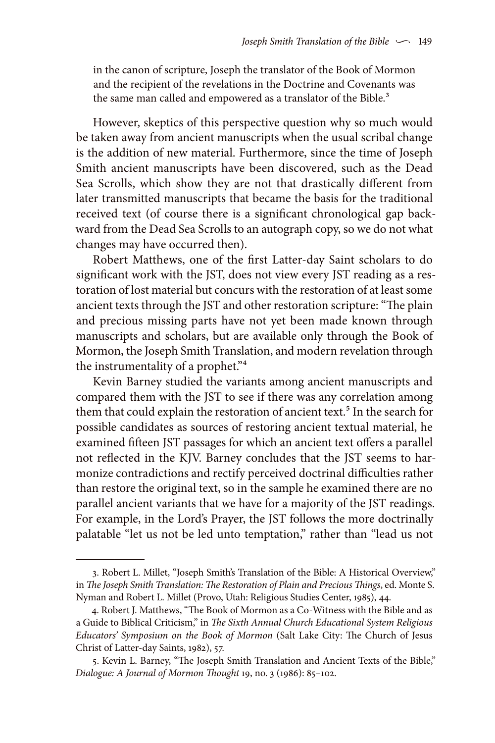in the canon of scripture, Joseph the translator of the Book of Mormon and the recipient of the revelations in the Doctrine and Covenants was the same man called and empowered as a translator of the Bible.[3]

However, skeptics of this perspective question why so much would be taken away from ancient manuscripts when the usual scribal change is the addition of new material. Furthermore, since the time of Joseph Smith ancient manuscripts have been discovered, such as the Dead Sea Scrolls, which show they are not that drastically different from later transmitted manuscripts that became the basis for the traditional received text (of course there is a significant chronological gap backward from the Dead Sea Scrolls to an autograph copy, so we do not what changes may have occurred then).

Robert Matthews, one of the first Latter-day Saint scholars to do significant work with the JST, does not view every JST reading as a restoration of lost material but concurs with the restoration of at least some ancient texts through the JST and other restoration scripture: "The plain and precious missing parts have not yet been made known through manuscripts and scholars, but are available only through the Book of Mormon, the Joseph Smith Translation, and modern revelation through the instrumentality of a prophet."[4]

Kevin Barney studied the variants among ancient manuscripts and compared them with the JST to see if there was any correlation among them that could explain the restoration of ancient text.[5] In the search for possible candidates as sources of restoring ancient textual material, he examined fifteen JST passages for which an ancient text offers a parallel not reflected in the KJV. Barney concludes that the JST seems to harmonize contradictions and rectify perceived doctrinal difficulties rather than restore the original text, so in the sample he examined there are no parallel ancient variants that we have for a majority of the JST readings. For example, in the Lord's Prayer, the JST follows the more doctrinally palatable "let us not be led unto temptation," rather than "lead us not

---

3. Robert L. Millet, "Joseph Smith's Translation of the Bible: A Historical Overview," in *The Joseph Smith Translation: The Restoration of Plain and Precious Things*, ed. Monte S. Nyman and Robert L. Millet (Provo, Utah: Religious Studies Center, 1985), 44.

4. Robert J. Matthews, "The Book of Mormon as a Co-Witness with the Bible and as a Guide to Biblical Criticism," in *The Sixth Annual Church Educational System Religious Educators' Symposium on the Book of Mormon* (Salt Lake City: The Church of Jesus Christ of Latter-day Saints, 1982), 57.

5. Kevin L. Barney, "The Joseph Smith Translation and Ancient Texts of the Bible," *Dialogue: A Journal of Mormon Thought* 19, no. 3 (1986): 85–102.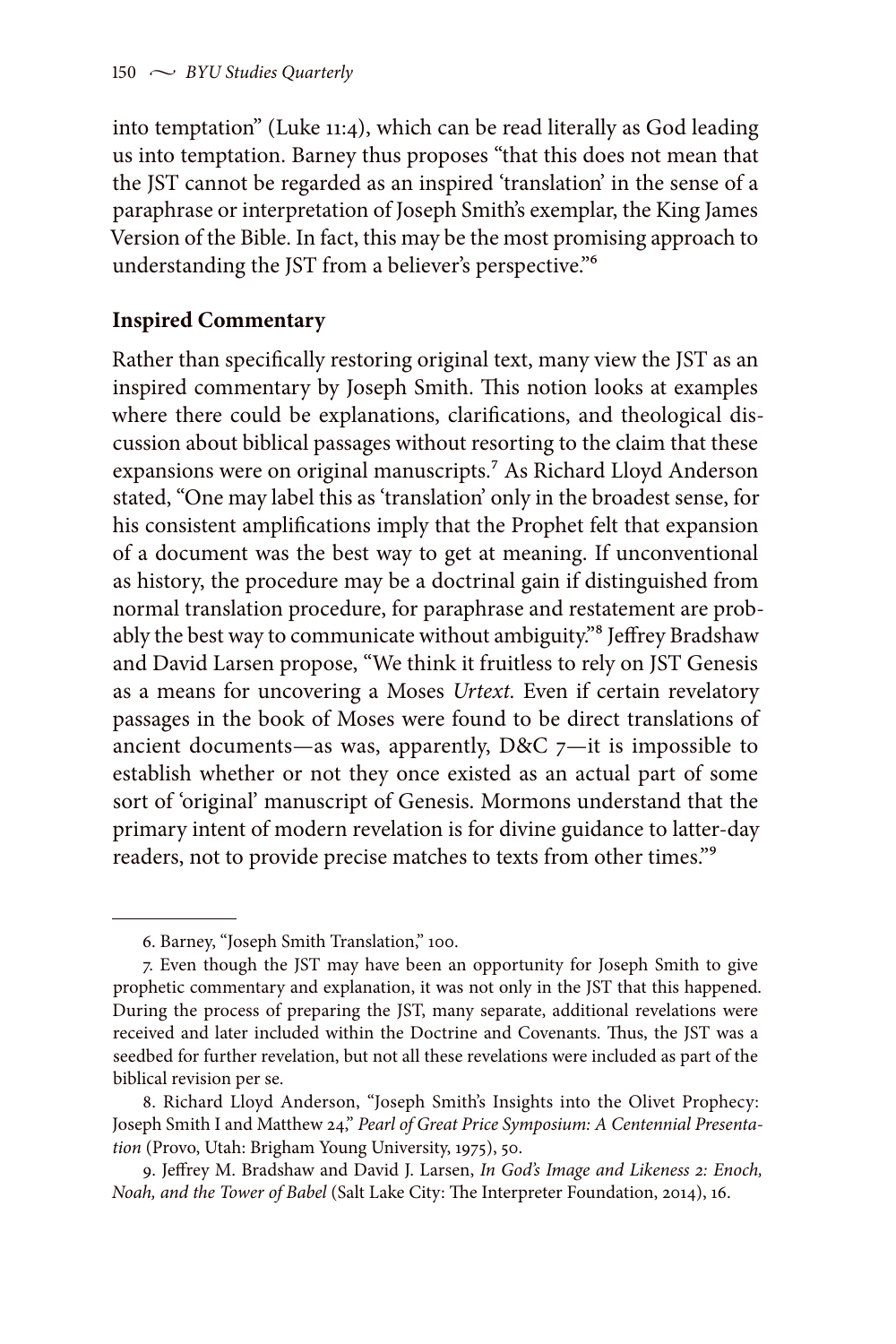into temptation" (Luke 11:4), which can be read literally as God leading us into temptation. Barney thus proposes "that this does not mean that the JST cannot be regarded as an inspired 'translation' in the sense of a paraphrase or interpretation of Joseph Smith's exemplar, the King James Version of the Bible. In fact, this may be the most promising approach to understanding the JST from a believer's perspective."[6]

**Inspired Commentary**

Rather than specifically restoring original text, many view the JST as an inspired commentary by Joseph Smith. This notion looks at examples where there could be explanations, clarifications, and theological discussion about biblical passages without resorting to the claim that these expansions were on original manuscripts.[7] As Richard Lloyd Anderson stated, "One may label this as 'translation' only in the broadest sense, for his consistent amplifications imply that the Prophet felt that expansion of a document was the best way to get at meaning. If unconventional as history, the procedure may be a doctrinal gain if distinguished from normal translation procedure, for paraphrase and restatement are probably the best way to communicate without ambiguity."[8] Jeffrey Bradshaw and David Larsen propose, "We think it fruitless to rely on JST Genesis as a means for uncovering a Moses *Urtext.* Even if certain revelatory passages in the book of Moses were found to be direct translations of ancient documents—as was, apparently, D&C 7—it is impossible to establish whether or not they once existed as an actual part of some sort of 'original' manuscript of Genesis. Mormons understand that the primary intent of modern revelation is for divine guidance to latter-day readers, not to provide precise matches to texts from other times."[9]

---

6. Barney, "Joseph Smith Translation," 100.

7. Even though the JST may have been an opportunity for Joseph Smith to give prophetic commentary and explanation, it was not only in the JST that this happened. During the process of preparing the JST, many separate, additional revelations were received and later included within the Doctrine and Covenants. Thus, the JST was a seedbed for further revelation, but not all these revelations were included as part of the biblical revision per se.

8. Richard Lloyd Anderson, "Joseph Smith's Insights into the Olivet Prophecy: Joseph Smith I and Matthew 24," *Pearl of Great Price Symposium: A Centennial Presentation* (Provo, Utah: Brigham Young University, 1975), 50.

9. Jeffrey M. Bradshaw and David J. Larsen, *In God's Image and Likeness 2: Enoch, Noah, and the Tower of Babel* (Salt Lake City: The Interpreter Foundation, 2014), 16.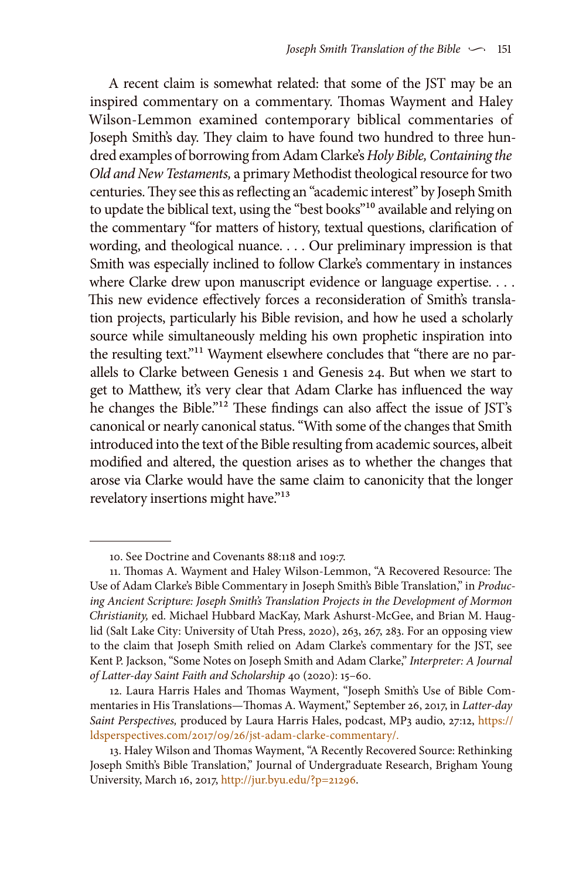A recent claim is somewhat related: that some of the JST may be an inspired commentary on a commentary. Thomas Wayment and Haley Wilson-Lemmon examined contemporary biblical commentaries of Joseph Smith's day. They claim to have found two hundred to three hundred examples of borrowing from Adam Clarke's *Holy Bible, Containing the Old and New Testaments,* a primary Methodist theological resource for two centuries. They see this as reflecting an "academic interest" by Joseph Smith to update the biblical text, using the "best books"[10] available and relying on the commentary "for matters of history, textual questions, clarification of wording, and theological nuance. . . . Our preliminary impression is that Smith was especially inclined to follow Clarke's commentary in instances where Clarke drew upon manuscript evidence or language expertise. . . . This new evidence effectively forces a reconsideration of Smith's translation projects, particularly his Bible revision, and how he used a scholarly source while simultaneously melding his own prophetic inspiration into the resulting text."[11] Wayment elsewhere concludes that "there are no parallels to Clarke between Genesis 1 and Genesis 24. But when we start to get to Matthew, it's very clear that Adam Clarke has influenced the way he changes the Bible."[12] These findings can also affect the issue of JST's canonical or nearly canonical status. "With some of the changes that Smith introduced into the text of the Bible resulting from academic sources, albeit modified and altered, the question arises as to whether the changes that arose via Clarke would have the same claim to canonicity that the longer revelatory insertions might have."[13]

---

10. See Doctrine and Covenants 88:118 and 109:7.

11. Thomas A. Wayment and Haley Wilson-Lemmon, "A Recovered Resource: The Use of Adam Clarke's Bible Commentary in Joseph Smith's Bible Translation," in *Producing Ancient Scripture: Joseph Smith's Translation Projects in the Development of Mormon Christianity,* ed. Michael Hubbard MacKay, Mark Ashurst-McGee, and Brian M. Hauglid (Salt Lake City: University of Utah Press, 2020), 263, 267, 283. For an opposing view to the claim that Joseph Smith relied on Adam Clarke's commentary for the JST, see Kent P. Jackson, "Some Notes on Joseph Smith and Adam Clarke," *Interpreter: A Journal of Latter-day Saint Faith and Scholarship* 40 (2020): 15–60.

12. Laura Harris Hales and Thomas Wayment, "Joseph Smith's Use of Bible Commentaries in His Translations—Thomas A. Wayment," September 26, 2017, in *Latter-day Saint Perspectives,* produced by Laura Harris Hales, podcast, MP3 audio, 27:12, https://ldsperspectives.com/2017/09/26/jst-adam-clarke-commentary/.

13. Haley Wilson and Thomas Wayment, "A Recently Recovered Source: Rethinking Joseph Smith's Bible Translation," Journal of Undergraduate Research, Brigham Young University, March 16, 2017, http://jur.byu.edu/?p=21296.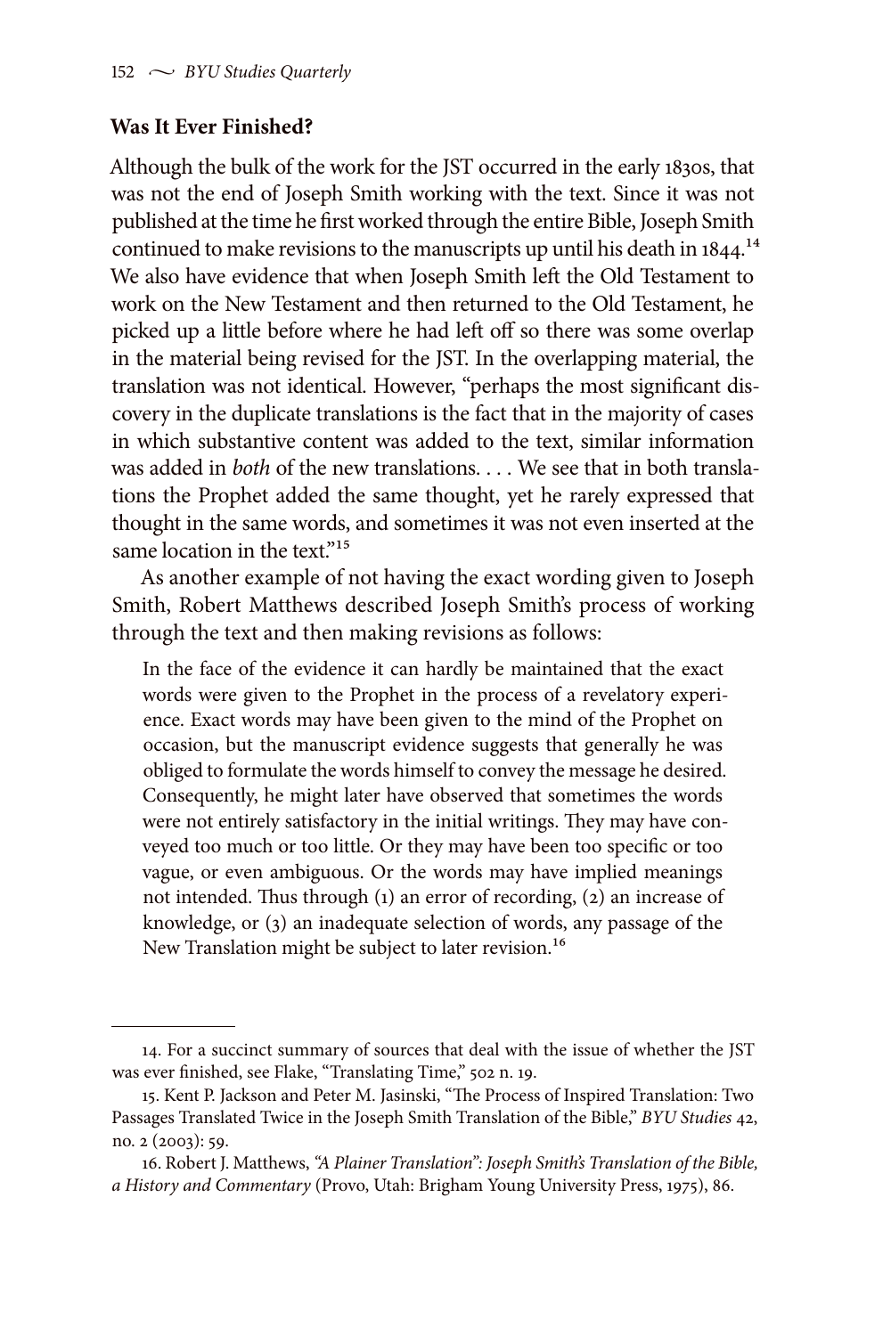### **Was It Ever Finished?**

Although the bulk of the work for the JST occurred in the early 1830s, that was not the end of Joseph Smith working with the text. Since it was not published at the time he first worked through the entire Bible, Joseph Smith continued to make revisions to the manuscripts up until his death in 1844.[14] We also have evidence that when Joseph Smith left the Old Testament to work on the New Testament and then returned to the Old Testament, he picked up a little before where he had left off so there was some overlap in the material being revised for the JST. In the overlapping material, the translation was not identical. However, "perhaps the most significant discovery in the duplicate translations is the fact that in the majority of cases in which substantive content was added to the text, similar information was added in *both* of the new translations. . . . We see that in both translations the Prophet added the same thought, yet he rarely expressed that thought in the same words, and sometimes it was not even inserted at the same location in the text."[15]

As another example of not having the exact wording given to Joseph Smith, Robert Matthews described Joseph Smith's process of working through the text and then making revisions as follows:

> In the face of the evidence it can hardly be maintained that the exact words were given to the Prophet in the process of a revelatory experience. Exact words may have been given to the mind of the Prophet on occasion, but the manuscript evidence suggests that generally he was obliged to formulate the words himself to convey the message he desired. Consequently, he might later have observed that sometimes the words were not entirely satisfactory in the initial writings. They may have conveyed too much or too little. Or they may have been too specific or too vague, or even ambiguous. Or the words may have implied meanings not intended. Thus through (1) an error of recording, (2) an increase of knowledge, or (3) an inadequate selection of words, any passage of the New Translation might be subject to later revision.[16]

---

14. For a succinct summary of sources that deal with the issue of whether the JST was ever finished, see Flake, "Translating Time," 502 n. 19.

15. Kent P. Jackson and Peter M. Jasinski, "The Process of Inspired Translation: Two Passages Translated Twice in the Joseph Smith Translation of the Bible," *BYU Studies* 42, no. 2 (2003): 59.

16. Robert J. Matthews, *"A Plainer Translation": Joseph Smith's Translation of the Bible, a History and Commentary* (Provo, Utah: Brigham Young University Press, 1975), 86.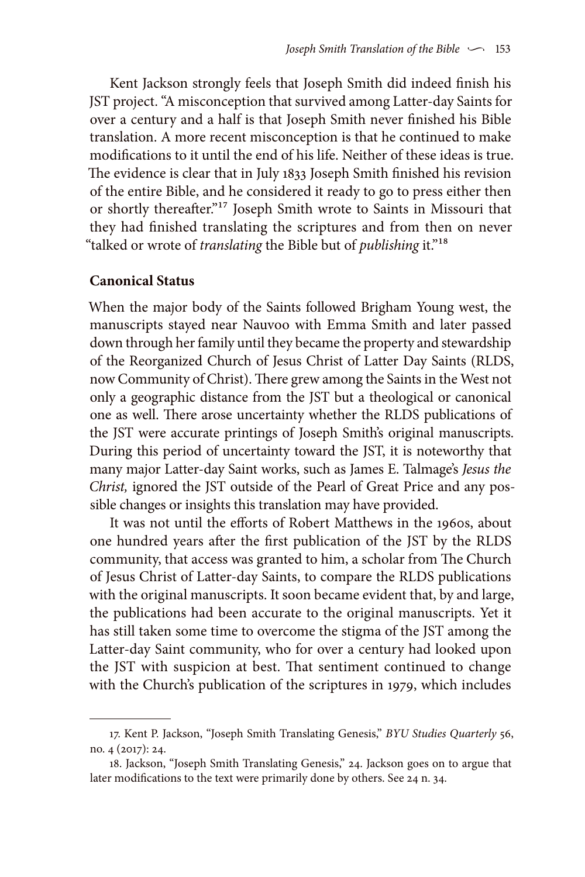Kent Jackson strongly feels that Joseph Smith did indeed finish his JST project. "A misconception that survived among Latter-day Saints for over a century and a half is that Joseph Smith never finished his Bible translation. A more recent misconception is that he continued to make modifications to it until the end of his life. Neither of these ideas is true. The evidence is clear that in July 1833 Joseph Smith finished his revision of the entire Bible, and he considered it ready to go to press either then or shortly thereafter."[17] Joseph Smith wrote to Saints in Missouri that they had finished translating the scriptures and from then on never "talked or wrote of *translating* the Bible but of *publishing* it."[18]

### Canonical Status

When the major body of the Saints followed Brigham Young west, the manuscripts stayed near Nauvoo with Emma Smith and later passed down through her family until they became the property and stewardship of the Reorganized Church of Jesus Christ of Latter Day Saints (RLDS, now Community of Christ). There grew among the Saints in the West not only a geographic distance from the JST but a theological or canonical one as well. There arose uncertainty whether the RLDS publications of the JST were accurate printings of Joseph Smith's original manuscripts. During this period of uncertainty toward the JST, it is noteworthy that many major Latter-day Saint works, such as James E. Talmage's *Jesus the Christ,* ignored the JST outside of the Pearl of Great Price and any possible changes or insights this translation may have provided.

It was not until the efforts of Robert Matthews in the 1960s, about one hundred years after the first publication of the JST by the RLDS community, that access was granted to him, a scholar from The Church of Jesus Christ of Latter-day Saints, to compare the RLDS publications with the original manuscripts. It soon became evident that, by and large, the publications had been accurate to the original manuscripts. Yet it has still taken some time to overcome the stigma of the JST among the Latter-day Saint community, who for over a century had looked upon the JST with suspicion at best. That sentiment continued to change with the Church's publication of the scriptures in 1979, which includes

---

17. Kent P. Jackson, "Joseph Smith Translating Genesis," *BYU Studies Quarterly* 56, no. 4 (2017): 24.

18. Jackson, "Joseph Smith Translating Genesis," 24. Jackson goes on to argue that later modifications to the text were primarily done by others. See 24 n. 34.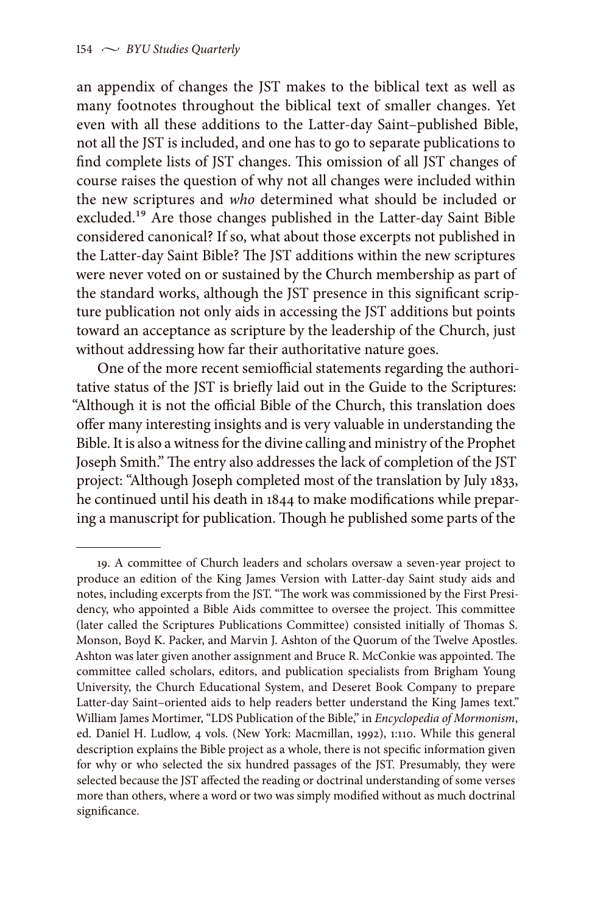an appendix of changes the JST makes to the biblical text as well as many footnotes throughout the biblical text of smaller changes. Yet even with all these additions to the Latter-day Saint–published Bible, not all the JST is included, and one has to go to separate publications to find complete lists of JST changes. This omission of all JST changes of course raises the question of why not all changes were included within the new scriptures and *who* determined what should be included or excluded.[19] Are those changes published in the Latter-day Saint Bible considered canonical? If so, what about those excerpts not published in the Latter-day Saint Bible? The JST additions within the new scriptures were never voted on or sustained by the Church membership as part of the standard works, although the JST presence in this significant scripture publication not only aids in accessing the JST additions but points toward an acceptance as scripture by the leadership of the Church, just without addressing how far their authoritative nature goes.

One of the more recent semiofficial statements regarding the authoritative status of the JST is briefly laid out in the Guide to the Scriptures: "Although it is not the official Bible of the Church, this translation does offer many interesting insights and is very valuable in understanding the Bible. It is also a witness for the divine calling and ministry of the Prophet Joseph Smith." The entry also addresses the lack of completion of the JST project: "Although Joseph completed most of the translation by July 1833, he continued until his death in 1844 to make modifications while preparing a manuscript for publication. Though he published some parts of the

---

19. A committee of Church leaders and scholars oversaw a seven-year project to produce an edition of the King James Version with Latter-day Saint study aids and notes, including excerpts from the JST. "The work was commissioned by the First Presidency, who appointed a Bible Aids committee to oversee the project. This committee (later called the Scriptures Publications Committee) consisted initially of Thomas S. Monson, Boyd K. Packer, and Marvin J. Ashton of the Quorum of the Twelve Apostles. Ashton was later given another assignment and Bruce R. McConkie was appointed. The committee called scholars, editors, and publication specialists from Brigham Young University, the Church Educational System, and Deseret Book Company to prepare Latter-day Saint–oriented aids to help readers better understand the King James text." William James Mortimer, "LDS Publication of the Bible," in *Encyclopedia of Mormonism*, ed. Daniel H. Ludlow, 4 vols. (New York: Macmillan, 1992), 1:110. While this general description explains the Bible project as a whole, there is not specific information given for why or who selected the six hundred passages of the JST. Presumably, they were selected because the JST affected the reading or doctrinal understanding of some verses more than others, where a word or two was simply modified without as much doctrinal significance.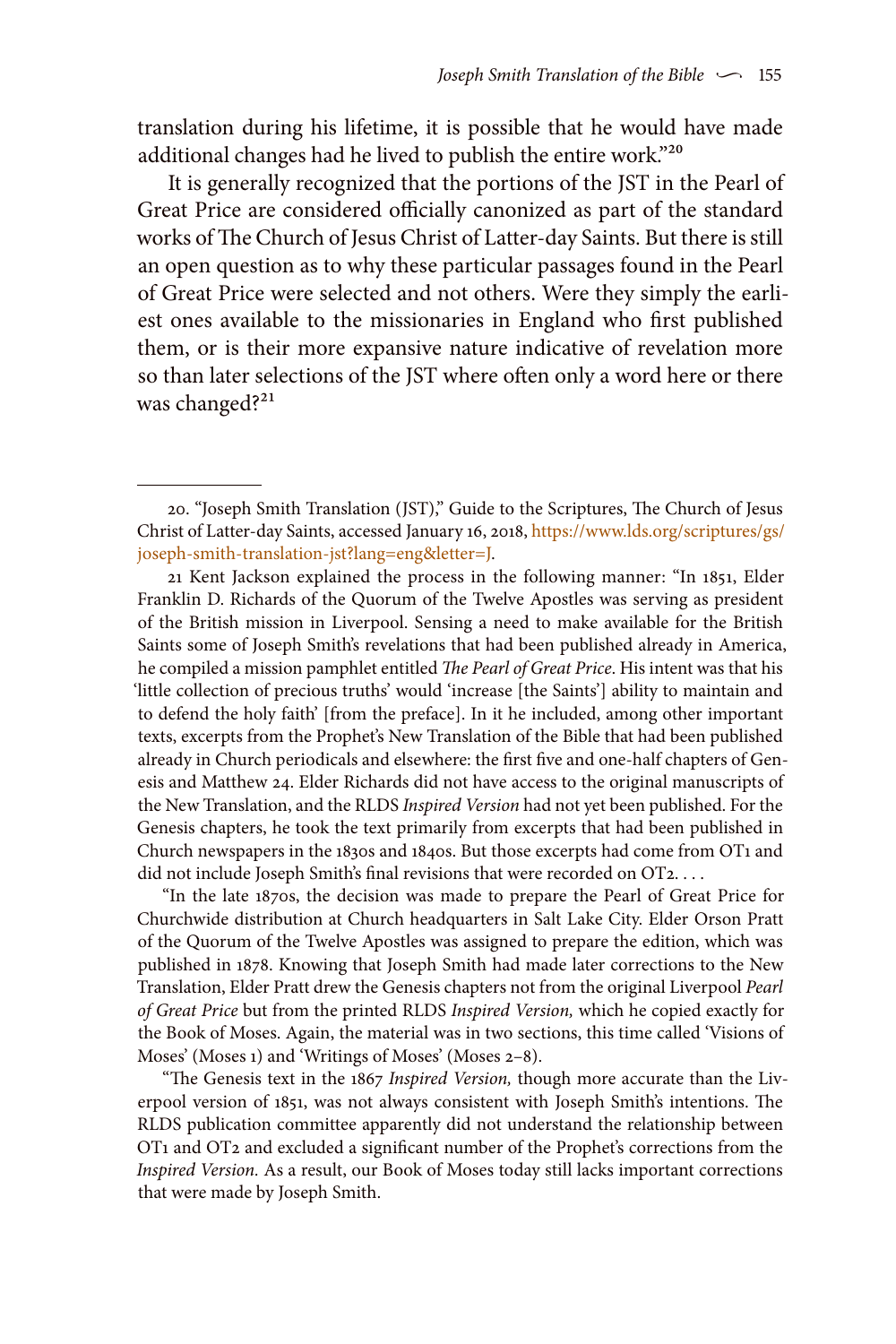translation during his lifetime, it is possible that he would have made additional changes had he lived to publish the entire work."[20]

It is generally recognized that the portions of the JST in the Pearl of Great Price are considered officially canonized as part of the standard works of The Church of Jesus Christ of Latter-day Saints. But there is still an open question as to why these particular passages found in the Pearl of Great Price were selected and not others. Were they simply the earliest ones available to the missionaries in England who first published them, or is their more expansive nature indicative of revelation more so than later selections of the JST where often only a word here or there was changed?[21]

---

20. "Joseph Smith Translation (JST)," Guide to the Scriptures, The Church of Jesus Christ of Latter-day Saints, accessed January 16, 2018, https://www.lds.org/scriptures/gs/joseph-smith-translation-jst?lang=eng&letter=J.

21 Kent Jackson explained the process in the following manner: "In 1851, Elder Franklin D. Richards of the Quorum of the Twelve Apostles was serving as president of the British mission in Liverpool. Sensing a need to make available for the British Saints some of Joseph Smith's revelations that had been published already in America, he compiled a mission pamphlet entitled *The Pearl of Great Price*. His intent was that his 'little collection of precious truths' would 'increase [the Saints'] ability to maintain and to defend the holy faith' [from the preface]. In it he included, among other important texts, excerpts from the Prophet's New Translation of the Bible that had been published already in Church periodicals and elsewhere: the first five and one-half chapters of Genesis and Matthew 24. Elder Richards did not have access to the original manuscripts of the New Translation, and the RLDS *Inspired Version* had not yet been published. For the Genesis chapters, he took the text primarily from excerpts that had been published in Church newspapers in the 1830s and 1840s. But those excerpts had come from OT1 and did not include Joseph Smith's final revisions that were recorded on OT2. . . .

"In the late 1870s, the decision was made to prepare the Pearl of Great Price for Churchwide distribution at Church headquarters in Salt Lake City. Elder Orson Pratt of the Quorum of the Twelve Apostles was assigned to prepare the edition, which was published in 1878. Knowing that Joseph Smith had made later corrections to the New Translation, Elder Pratt drew the Genesis chapters not from the original Liverpool *Pearl of Great Price* but from the printed RLDS *Inspired Version,* which he copied exactly for the Book of Moses. Again, the material was in two sections, this time called 'Visions of Moses' (Moses 1) and 'Writings of Moses' (Moses 2–8).

"The Genesis text in the 1867 *Inspired Version,* though more accurate than the Liverpool version of 1851, was not always consistent with Joseph Smith's intentions. The RLDS publication committee apparently did not understand the relationship between OT1 and OT2 and excluded a significant number of the Prophet's corrections from the *Inspired Version.* As a result, our Book of Moses today still lacks important corrections that were made by Joseph Smith.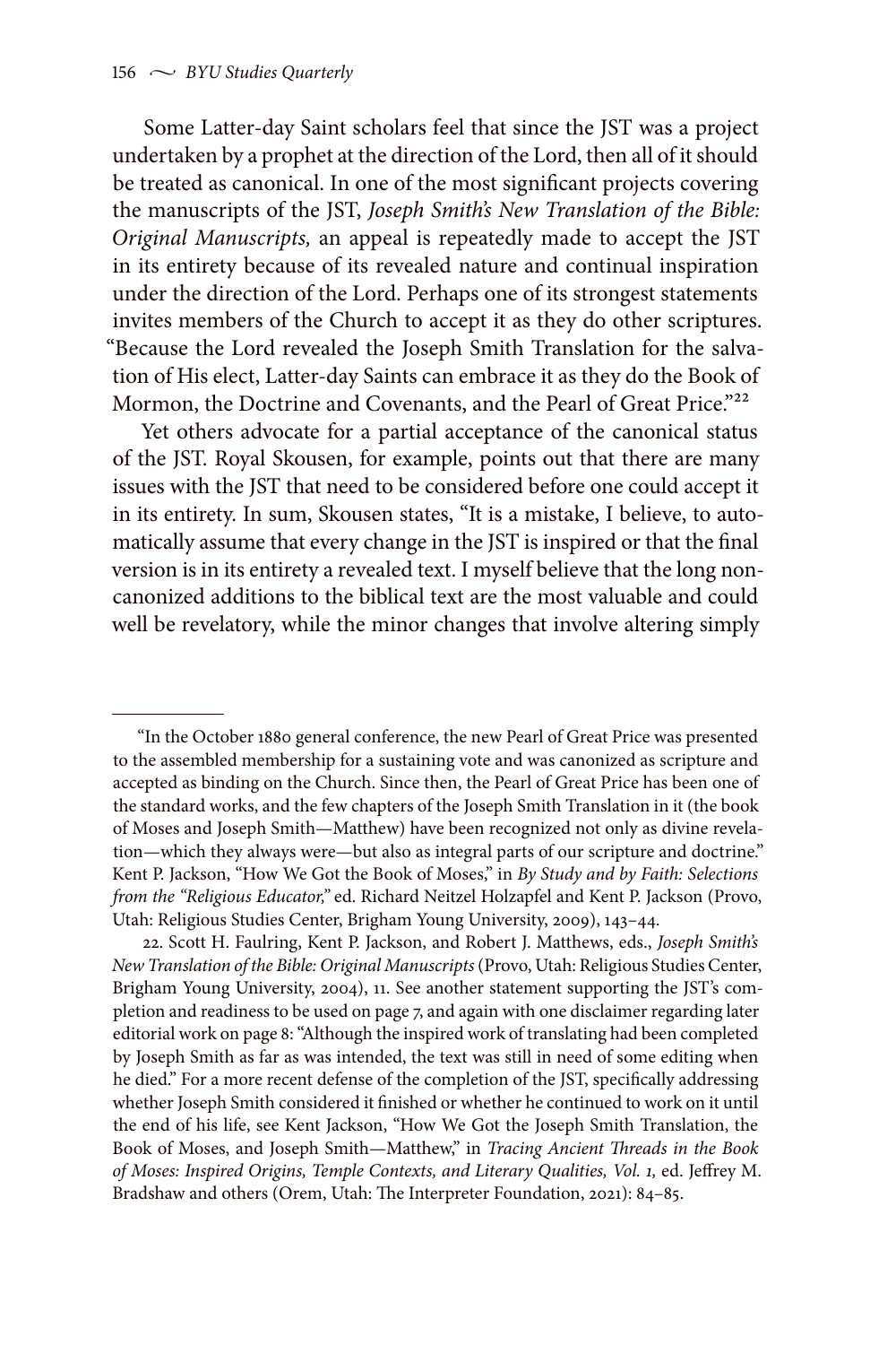Some Latter-day Saint scholars feel that since the JST was a project undertaken by a prophet at the direction of the Lord, then all of it should be treated as canonical. In one of the most significant projects covering the manuscripts of the JST, *Joseph Smith's New Translation of the Bible: Original Manuscripts,* an appeal is repeatedly made to accept the JST in its entirety because of its revealed nature and continual inspiration under the direction of the Lord. Perhaps one of its strongest statements invites members of the Church to accept it as they do other scriptures. "Because the Lord revealed the Joseph Smith Translation for the salvation of His elect, Latter-day Saints can embrace it as they do the Book of Mormon, the Doctrine and Covenants, and the Pearl of Great Price."[22]

Yet others advocate for a partial acceptance of the canonical status of the JST. Royal Skousen, for example, points out that there are many issues with the JST that need to be considered before one could accept it in its entirety. In sum, Skousen states, "It is a mistake, I believe, to automatically assume that every change in the JST is inspired or that the final version is in its entirety a revealed text. I myself believe that the long non-canonized additions to the biblical text are the most valuable and could well be revelatory, while the minor changes that involve altering simply

---

"In the October 1880 general conference, the new Pearl of Great Price was presented to the assembled membership for a sustaining vote and was canonized as scripture and accepted as binding on the Church. Since then, the Pearl of Great Price has been one of the standard works, and the few chapters of the Joseph Smith Translation in it (the book of Moses and Joseph Smith—Matthew) have been recognized not only as divine revelation—which they always were—but also as integral parts of our scripture and doctrine." Kent P. Jackson, "How We Got the Book of Moses," in *By Study and by Faith: Selections from the "Religious Educator,"* ed. Richard Neitzel Holzapfel and Kent P. Jackson (Provo, Utah: Religious Studies Center, Brigham Young University, 2009), 143–44.

22. Scott H. Faulring, Kent P. Jackson, and Robert J. Matthews, eds., *Joseph Smith's New Translation of the Bible: Original Manuscripts* (Provo, Utah: Religious Studies Center, Brigham Young University, 2004), 11. See another statement supporting the JST's completion and readiness to be used on page 7, and again with one disclaimer regarding later editorial work on page 8: "Although the inspired work of translating had been completed by Joseph Smith as far as was intended, the text was still in need of some editing when he died." For a more recent defense of the completion of the JST, specifically addressing whether Joseph Smith considered it finished or whether he continued to work on it until the end of his life, see Kent Jackson, "How We Got the Joseph Smith Translation, the Book of Moses, and Joseph Smith—Matthew," in *Tracing Ancient Threads in the Book of Moses: Inspired Origins, Temple Contexts, and Literary Qualities, Vol. 1,* ed. Jeffrey M. Bradshaw and others (Orem, Utah: The Interpreter Foundation, 2021): 84–85.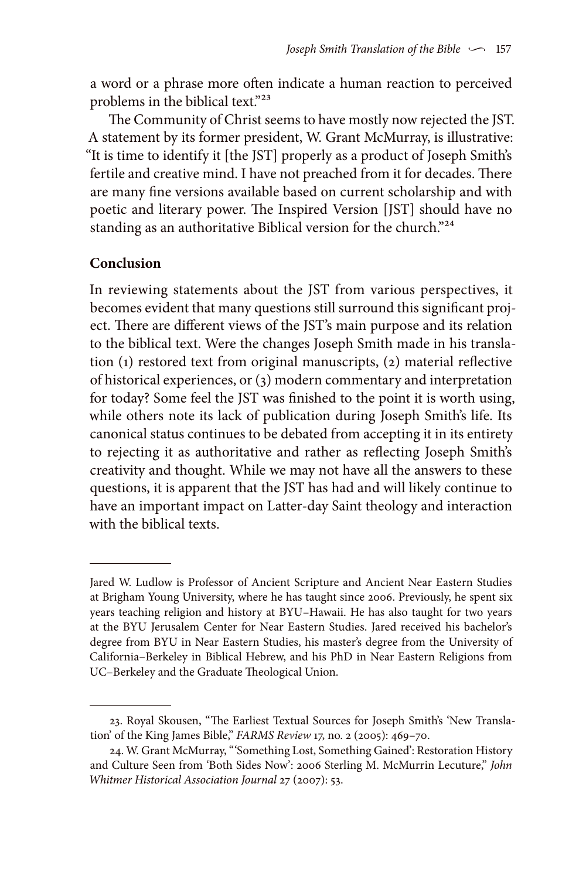a word or a phrase more often indicate a human reaction to perceived problems in the biblical text."[23]

The Community of Christ seems to have mostly now rejected the JST. A statement by its former president, W. Grant McMurray, is illustrative: "It is time to identify it [the JST] properly as a product of Joseph Smith's fertile and creative mind. I have not preached from it for decades. There are many fine versions available based on current scholarship and with poetic and literary power. The Inspired Version [JST] should have no standing as an authoritative Biblical version for the church."[24]

## Conclusion

In reviewing statements about the JST from various perspectives, it becomes evident that many questions still surround this significant project. There are different views of the JST's main purpose and its relation to the biblical text. Were the changes Joseph Smith made in his translation (1) restored text from original manuscripts, (2) material reflective of historical experiences, or (3) modern commentary and interpretation for today? Some feel the JST was finished to the point it is worth using, while others note its lack of publication during Joseph Smith's life. Its canonical status continues to be debated from accepting it in its entirety to rejecting it as authoritative and rather as reflecting Joseph Smith's creativity and thought. While we may not have all the answers to these questions, it is apparent that the JST has had and will likely continue to have an important impact on Latter-day Saint theology and interaction with the biblical texts.

---

Jared W. Ludlow is Professor of Ancient Scripture and Ancient Near Eastern Studies at Brigham Young University, where he has taught since 2006. Previously, he spent six years teaching religion and history at BYU–Hawaii. He has also taught for two years at the BYU Jerusalem Center for Near Eastern Studies. Jared received his bachelor's degree from BYU in Near Eastern Studies, his master's degree from the University of California–Berkeley in Biblical Hebrew, and his PhD in Near Eastern Religions from UC–Berkeley and the Graduate Theological Union.

---

23. Royal Skousen, "The Earliest Textual Sources for Joseph Smith's 'New Translation' of the King James Bible," *FARMS Review* 17, no. 2 (2005): 469–70.

24. W. Grant McMurray, "'Something Lost, Something Gained': Restoration History and Culture Seen from 'Both Sides Now': 2006 Sterling M. McMurrin Lecuture," *John Whitmer Historical Association Journal* 27 (2007): 53.